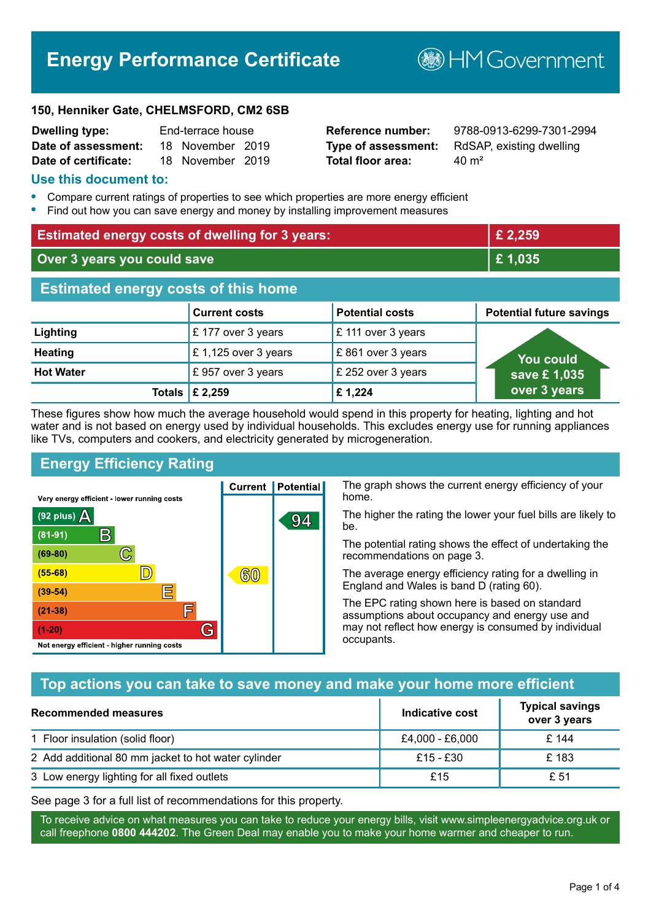# Energy Performance Certificate

HM Government

**150, Henniker Gate, CHELMSFORD, CM2 6SB**

| | | | |
|---|---|---|---|
| **Dwelling type:** | End-terrace house | **Reference number:** | 9788-0913-6299-7301-2994 |
| **Date of assessment:** | 18 November 2019 | **Type of assessment:** | RdSAP, existing dwelling |
| **Date of certificate:** | 18 November 2019 | **Total floor area:** | 40 m² |

## Use this document to:

- Compare current ratings of properties to see which properties are more energy efficient
- Find out how you can save energy and money by installing improvement measures

| | |
|---|---|
| **Estimated energy costs of dwelling for 3 years:** | **£ 2,259** |
| **Over 3 years you could save** | **£ 1,035** |

## Estimated energy costs of this home

| | Current costs | Potential costs | Potential future savings |
|---|---|---|---|
| **Lighting** | £ 177 over 3 years | £ 111 over 3 years | You could save £ 1,035 over 3 years |
| **Heating** | £ 1,125 over 3 years | £ 861 over 3 years | |
| **Hot Water** | £ 957 over 3 years | £ 252 over 3 years | |
| **Totals** | **£ 2,259** | **£ 1,224** | |

These figures show how much the average household would spend in this property for heating, lighting and hot water and is not based on energy used by individual households. This excludes energy use for running appliances like TVs, computers and cookers, and electricity generated by microgeneration.

## Energy Efficiency Rating

| Rating band | Current | Potential |
|---|---|---|
| Very energy efficient - lower running costs | | |
| (92 plus) A | | 94 |
| (81-91) B | | |
| (69-80) C | | |
| (55-68) D | 60 | |
| (39-54) E | | |
| (21-38) F | | |
| (1-20) G | | |
| Not energy efficient - higher running costs | | |

The graph shows the current energy efficiency of your home.

The higher the rating the lower your fuel bills are likely to be.

The potential rating shows the effect of undertaking the recommendations on page 3.

The average energy efficiency rating for a dwelling in England and Wales is band D (rating 60).

The EPC rating shown here is based on standard assumptions about occupancy and energy use and may not reflect how energy is consumed by individual occupants.

## Top actions you can take to save money and make your home more efficient

| Recommended measures | Indicative cost | Typical savings over 3 years |
|---|---|---|
| 1 Floor insulation (solid floor) | £4,000 - £6,000 | £ 144 |
| 2 Add additional 80 mm jacket to hot water cylinder | £15 - £30 | £ 183 |
| 3 Low energy lighting for all fixed outlets | £15 | £ 51 |

See page 3 for a full list of recommendations for this property.

To receive advice on what measures you can take to reduce your energy bills, visit www.simpleenergyadvice.org.uk or call freephone **0800 444202**. The Green Deal may enable you to make your home warmer and cheaper to run.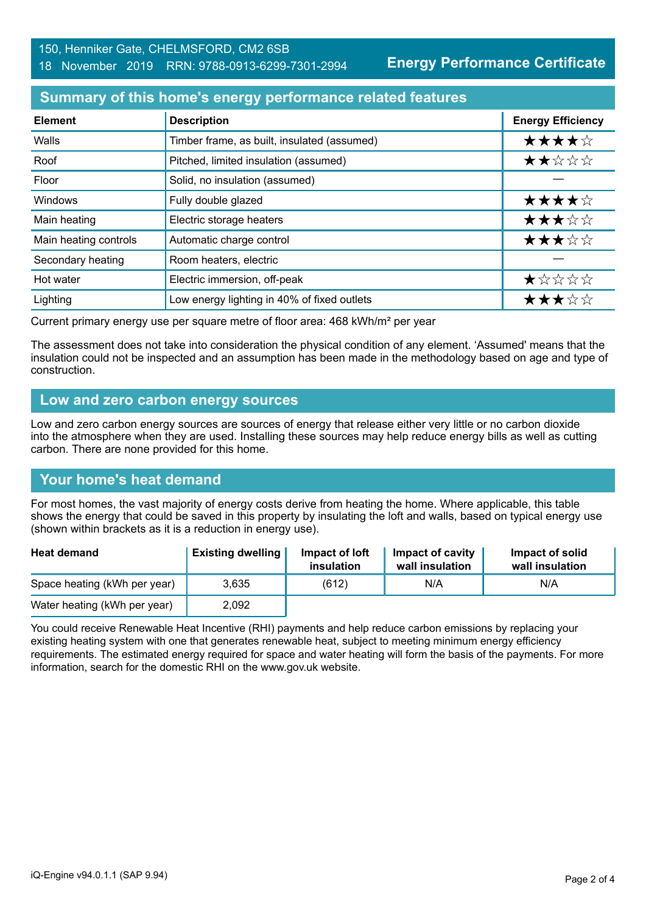150, Henniker Gate, CHELMSFORD, CM2 6SB
18 November 2019 RRN: 9788-0913-6299-7301-2994

**Energy Performance Certificate**

## Summary of this home's energy performance related features

| Element | Description | Energy Efficiency |
|---|---|---|
| Walls | Timber frame, as built, insulated (assumed) | ★★★★☆ |
| Roof | Pitched, limited insulation (assumed) | ★★☆☆☆ |
| Floor | Solid, no insulation (assumed) | — |
| Windows | Fully double glazed | ★★★★☆ |
| Main heating | Electric storage heaters | ★★★☆☆ |
| Main heating controls | Automatic charge control | ★★★☆☆ |
| Secondary heating | Room heaters, electric | — |
| Hot water | Electric immersion, off-peak | ★☆☆☆☆ |
| Lighting | Low energy lighting in 40% of fixed outlets | ★★★☆☆ |

Current primary energy use per square metre of floor area: 468 kWh/m² per year

The assessment does not take into consideration the physical condition of any element. 'Assumed' means that the insulation could not be inspected and an assumption has been made in the methodology based on age and type of construction.

## Low and zero carbon energy sources

Low and zero carbon energy sources are sources of energy that release either very little or no carbon dioxide into the atmosphere when they are used. Installing these sources may help reduce energy bills as well as cutting carbon. There are none provided for this home.

## Your home's heat demand

For most homes, the vast majority of energy costs derive from heating the home. Where applicable, this table shows the energy that could be saved in this property by insulating the loft and walls, based on typical energy use (shown within brackets as it is a reduction in energy use).

| Heat demand | Existing dwelling | Impact of loft insulation | Impact of cavity wall insulation | Impact of solid wall insulation |
|---|---|---|---|---|
| Space heating (kWh per year) | 3,635 | (612) | N/A | N/A |
| Water heating (kWh per year) | 2,092 | | | |

You could receive Renewable Heat Incentive (RHI) payments and help reduce carbon emissions by replacing your existing heating system with one that generates renewable heat, subject to meeting minimum energy efficiency requirements. The estimated energy required for space and water heating will form the basis of the payments. For more information, search for the domestic RHI on the www.gov.uk website.

iQ-Engine v94.0.1.1 (SAP 9.94)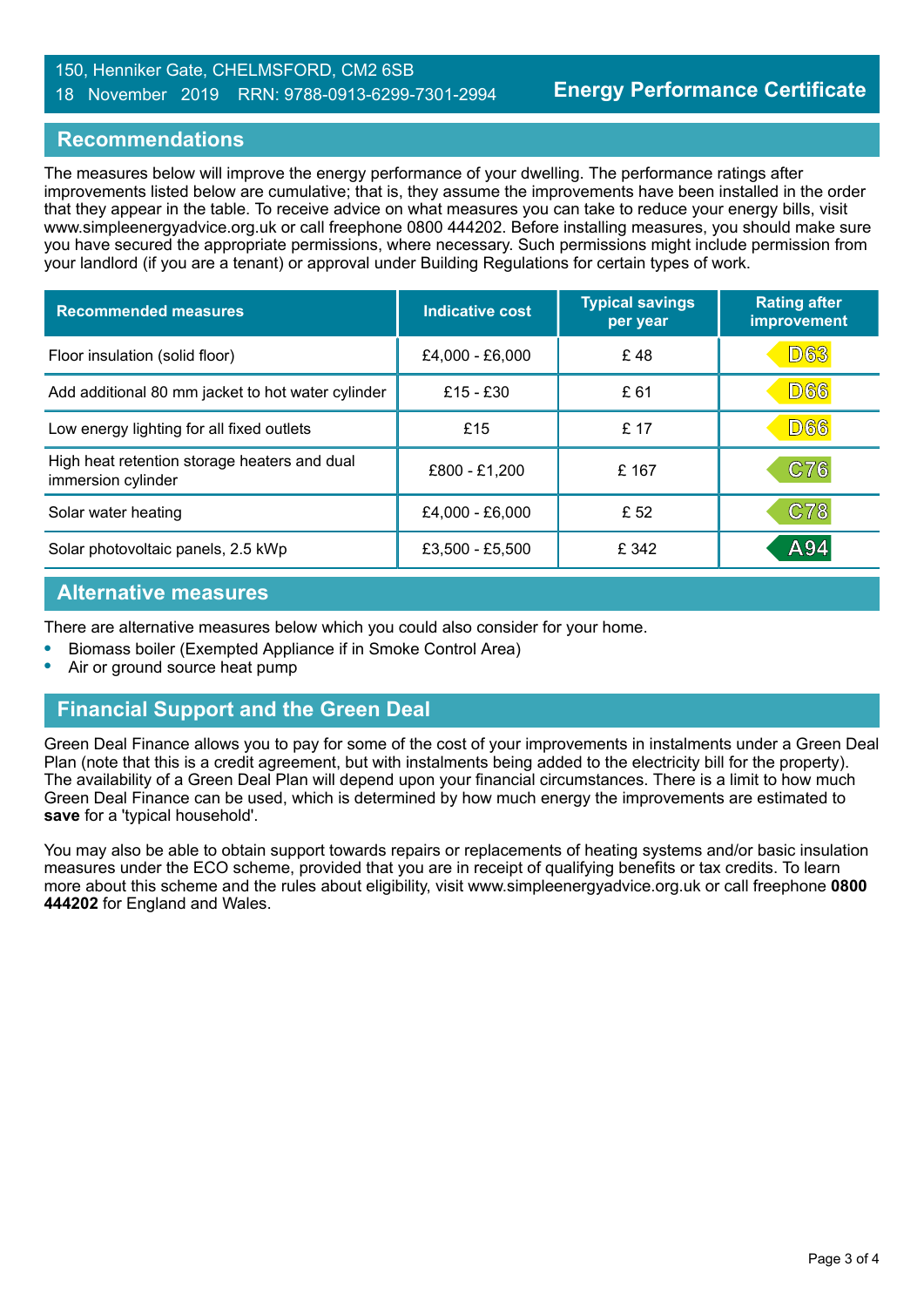150, Henniker Gate, CHELMSFORD, CM2 6SB
18 November 2019 RRN: 9788-0913-6299-7301-2994

**Energy Performance Certificate**

## Recommendations

The measures below will improve the energy performance of your dwelling. The performance ratings after improvements listed below are cumulative; that is, they assume the improvements have been installed in the order that they appear in the table. To receive advice on what measures you can take to reduce your energy bills, visit www.simpleenergyadvice.org.uk or call freephone 0800 444202. Before installing measures, you should make sure you have secured the appropriate permissions, where necessary. Such permissions might include permission from your landlord (if you are a tenant) or approval under Building Regulations for certain types of work.

| Recommended measures | Indicative cost | Typical savings per year | Rating after improvement |
|---|---|---|---|
| Floor insulation (solid floor) | £4,000 - £6,000 | £ 48 | D63 |
| Add additional 80 mm jacket to hot water cylinder | £15 - £30 | £ 61 | D66 |
| Low energy lighting for all fixed outlets | £15 | £ 17 | D66 |
| High heat retention storage heaters and dual immersion cylinder | £800 - £1,200 | £ 167 | C76 |
| Solar water heating | £4,000 - £6,000 | £ 52 | C78 |
| Solar photovoltaic panels, 2.5 kWp | £3,500 - £5,500 | £ 342 | A94 |

## Alternative measures

There are alternative measures below which you could also consider for your home.

- Biomass boiler (Exempted Appliance if in Smoke Control Area)
- Air or ground source heat pump

## Financial Support and the Green Deal

Green Deal Finance allows you to pay for some of the cost of your improvements in instalments under a Green Deal Plan (note that this is a credit agreement, but with instalments being added to the electricity bill for the property). The availability of a Green Deal Plan will depend upon your financial circumstances. There is a limit to how much Green Deal Finance can be used, which is determined by how much energy the improvements are estimated to **save** for a 'typical household'.

You may also be able to obtain support towards repairs or replacements of heating systems and/or basic insulation measures under the ECO scheme, provided that you are in receipt of qualifying benefits or tax credits. To learn more about this scheme and the rules about eligibility, visit www.simpleenergyadvice.org.uk or call freephone **0800 444202** for England and Wales.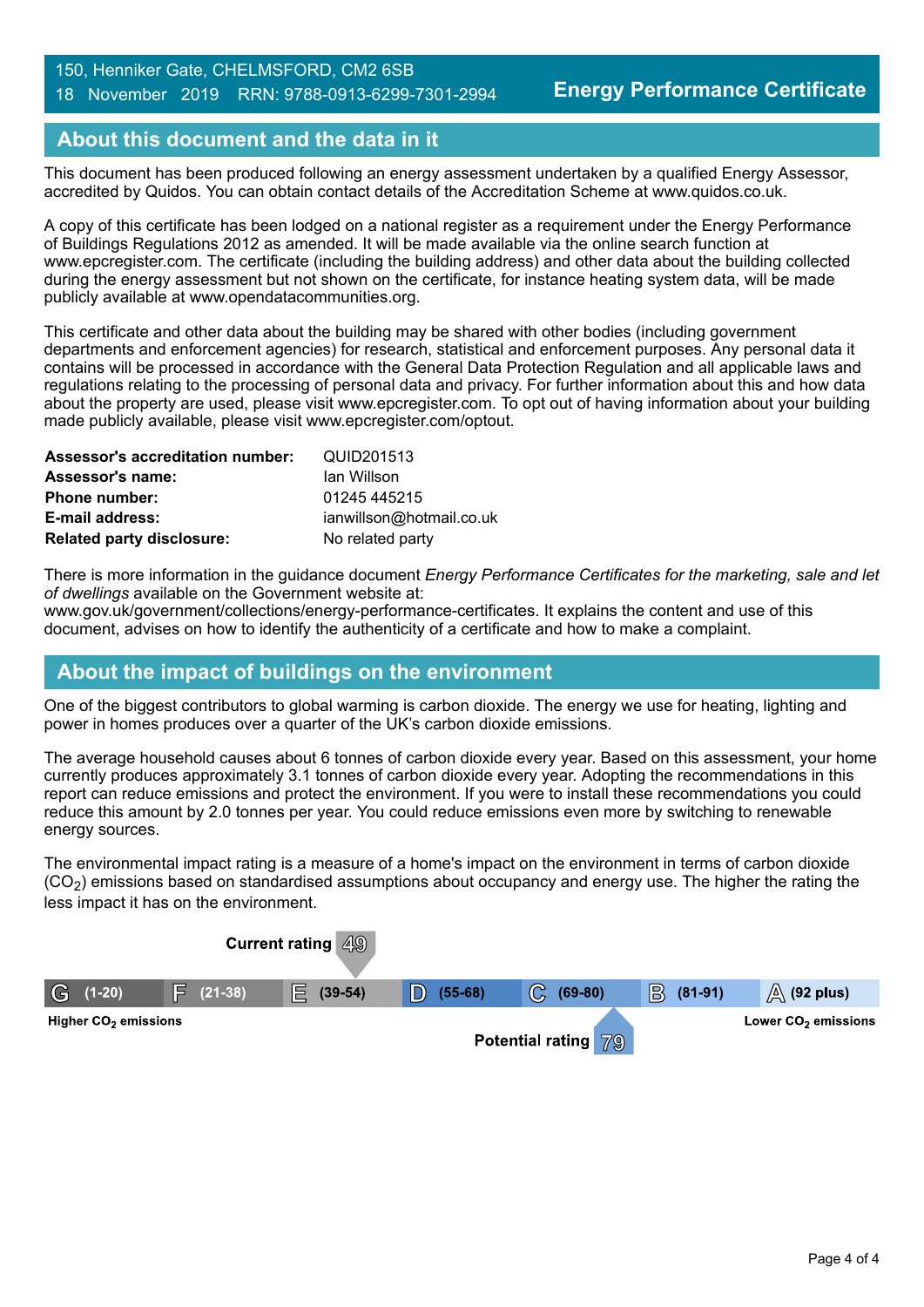150, Henniker Gate, CHELMSFORD, CM2 6SB
18 November 2019 RRN: 9788-0913-6299-7301-2994

**Energy Performance Certificate**

## About this document and the data in it

This document has been produced following an energy assessment undertaken by a qualified Energy Assessor, accredited by Quidos. You can obtain contact details of the Accreditation Scheme at www.quidos.co.uk.

A copy of this certificate has been lodged on a national register as a requirement under the Energy Performance of Buildings Regulations 2012 as amended. It will be made available via the online search function at www.epcregister.com. The certificate (including the building address) and other data about the building collected during the energy assessment but not shown on the certificate, for instance heating system data, will be made publicly available at www.opendatacommunities.org.

This certificate and other data about the building may be shared with other bodies (including government departments and enforcement agencies) for research, statistical and enforcement purposes. Any personal data it contains will be processed in accordance with the General Data Protection Regulation and all applicable laws and regulations relating to the processing of personal data and privacy. For further information about this and how data about the property are used, please visit www.epcregister.com. To opt out of having information about your building made publicly available, please visit www.epcregister.com/optout.

| | |
|---|---|
| **Assessor's accreditation number:** | QUID201513 |
| **Assessor's name:** | Ian Willson |
| **Phone number:** | 01245 445215 |
| **E-mail address:** | ianwillson@hotmail.co.uk |
| **Related party disclosure:** | No related party |

There is more information in the guidance document *Energy Performance Certificates for the marketing, sale and let of dwellings* available on the Government website at: www.gov.uk/government/collections/energy-performance-certificates. It explains the content and use of this document, advises on how to identify the authenticity of a certificate and how to make a complaint.

## About the impact of buildings on the environment

One of the biggest contributors to global warming is carbon dioxide. The energy we use for heating, lighting and power in homes produces over a quarter of the UK's carbon dioxide emissions.

The average household causes about 6 tonnes of carbon dioxide every year. Based on this assessment, your home currently produces approximately 3.1 tonnes of carbon dioxide every year. Adopting the recommendations in this report can reduce emissions and protect the environment. If you were to install these recommendations you could reduce this amount by 2.0 tonnes per year. You could reduce emissions even more by switching to renewable energy sources.

The environmental impact rating is a measure of a home's impact on the environment in terms of carbon dioxide ($CO_2$) emissions based on standardised assumptions about occupancy and energy use. The higher the rating the less impact it has on the environment.

Current rating 49

G (1-20) F (21-38) E (39-54) D (55-68) C (69-80) B (81-91) A (92 plus)

Higher $CO_2$ emissions

Lower $CO_2$ emissions

Potential rating 79